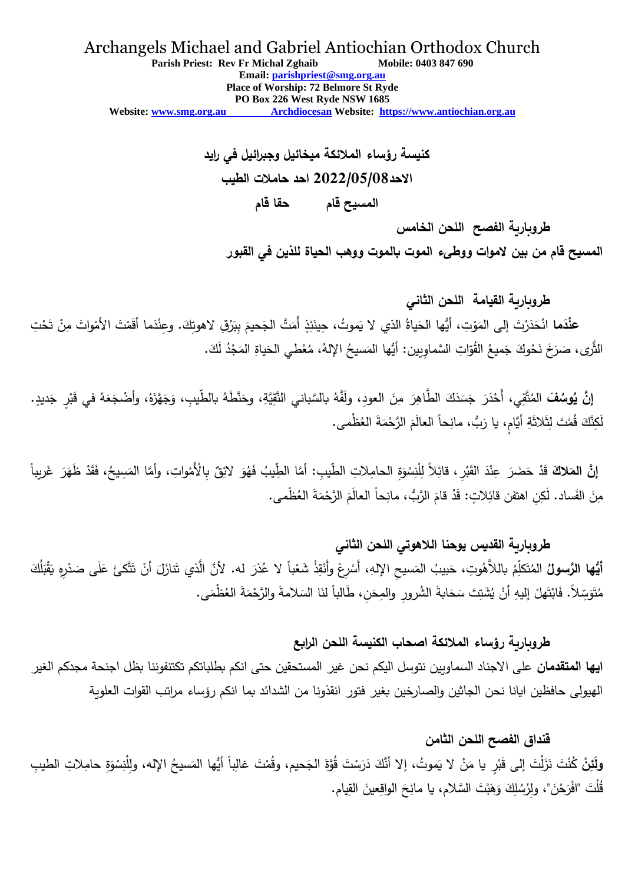# Archangels Michael and Gabriel Antiochian Orthodox Church

**Parish Priest: Rev Fr Michal Zghaib Mobile: 0403 847 690**
**Email: parishpriest@smg.org.au**
**Place of Worship: 72 Belmore St Ryde**
**PO Box 226 West Ryde NSW 1685**
**Website: www.smg.org.au Archdiocesan Website: https://www.antiochian.org.au**

## كنيسة رؤساء الملائكة ميخائيل وجبرائيل في رايد

## الاحد2022/05/08 احد حاملات الطيب

**المسيح قام حقا قام**

### طروبارية الفصح اللحن الخامس

**المسيح قام من بين لاموات ووطىء الموت بالموت ووهب الحياة للذين في القبور**

### طروبارية القيامة اللحن الثاني

**عِنْدَما** انْحَدَرْتَ إلى المَوْتِ، أَيُّها الحَياةُ الذي لا يَموتُ، حِينَئِذٍ أَمَتَّ الجَحيمَ بِبَرْقِ لاهوتِكَ. وعِنْدَما أَقَمْتَ الأمْواتَ مِنْ تَحْتِ الثَّرى، صَرَخَ نَحْوكَ جَميعُ القُوّاتِ السَّماويين: أَيُّها المَسيحُ الإِلهُ، مُعْطي الحَياةِ المَجْدُ لَكَ.

**إنَّ يُوسُفَ** المُتَّقِي، أَحْدَرَ جَسَدَكَ الطَّاهِرَ مِنَ العودِ، ولَفَّهُ بالسَّباني النَّقِيَّةِ، وحَنَّطَهُ بالطِّيبِ، وَجَهَّزَهُ، وأَضْجَعَهُ في قَبْرٍ جَديدٍ. لَكِنَّكَ قُمْتَ لِثَلاثَةِ أيَّامٍ، يا رَبُّ، مانِحاً العالَمَ الرَّحْمَةَ العُظْمى.

**إنَّ المَلاكَ** قَدْ حَضَرَ عِنْدَ القَبْرِ، قائِلاً لِلْنِسْوَةِ الحامِلاتِ الطّيبِ: أمَّا الطِّيبُ فَهُوَ لائِقٌ بِالْأَمْواتِ، وأمَّا المَسِيحُ، فَقَدْ ظَهَرَ غَرِيباً مِنَ الفَساد. لَكِنِ اهتفن قائِلاتٍ: قَدْ قامَ الرَّبُّ، مانِحاً العالَمَ الرَّحْمَةَ العُظْمى.

### طروبارية القديس يوحنا اللاهوتي اللحن الثاني

**أَيُّها الرَّسولُ** المُتَكَلِّمُ باللاَّهُوتِ، حَبيبُ المَسيحِ الإلهِ، أَسْرِعْ وأَنْقِذْ شَعْباً لا عُذرَ له. لأنَّ الَّذي تنازَلَ أنْ تَتَّكِئَ عَلَى صَدْرِهِ يَقْبَلُكَ مُتَوَسِّلاً. فَابْتَهِلْ إليهِ أَنْ يُشَتِّتَ سَحابَةَ الشُرورِ والمِحَنِ، طَالباً لنَا السَلامةَ والرَّحْمَةَ العُظْمَى.

### طروبارية رؤساء الملائكة اصحاب الكنيسة اللحن الرابع

**ايها المتقدمان** على الاجناد السماويين نتوسل اليكم نحن غير المستحقين حتى انكم بطلباتكم تكتنفوننا بظل اجنحة مجدكم الغير الهيولى حافظين ايانا نحن الجاثين والصارخين بغير فتور انقذونا من الشدائد بما انكم رؤساء مراتب القوات العلوية

### قنداق الفصح اللحن الثامن

**ولَئِنْ** كُنْتَ نَزَلْتَ إلى قَبْرٍ يا مَنْ لا يَموتُ، إلا أَنَّكَ دَرَسْتَ قُوَّةَ الجَحيم، وقُمْتَ غالِباً أَيُّها المَسيحُ الإله، ولِلْنِسْوَةِ حامِلاتِ الطيبِ قُلْتَ "افْرَحْنَ"، ولِرُسُلِكَ وَهَبْتَ السَّلام، يا مانِحَ الواقِعينَ القِيام.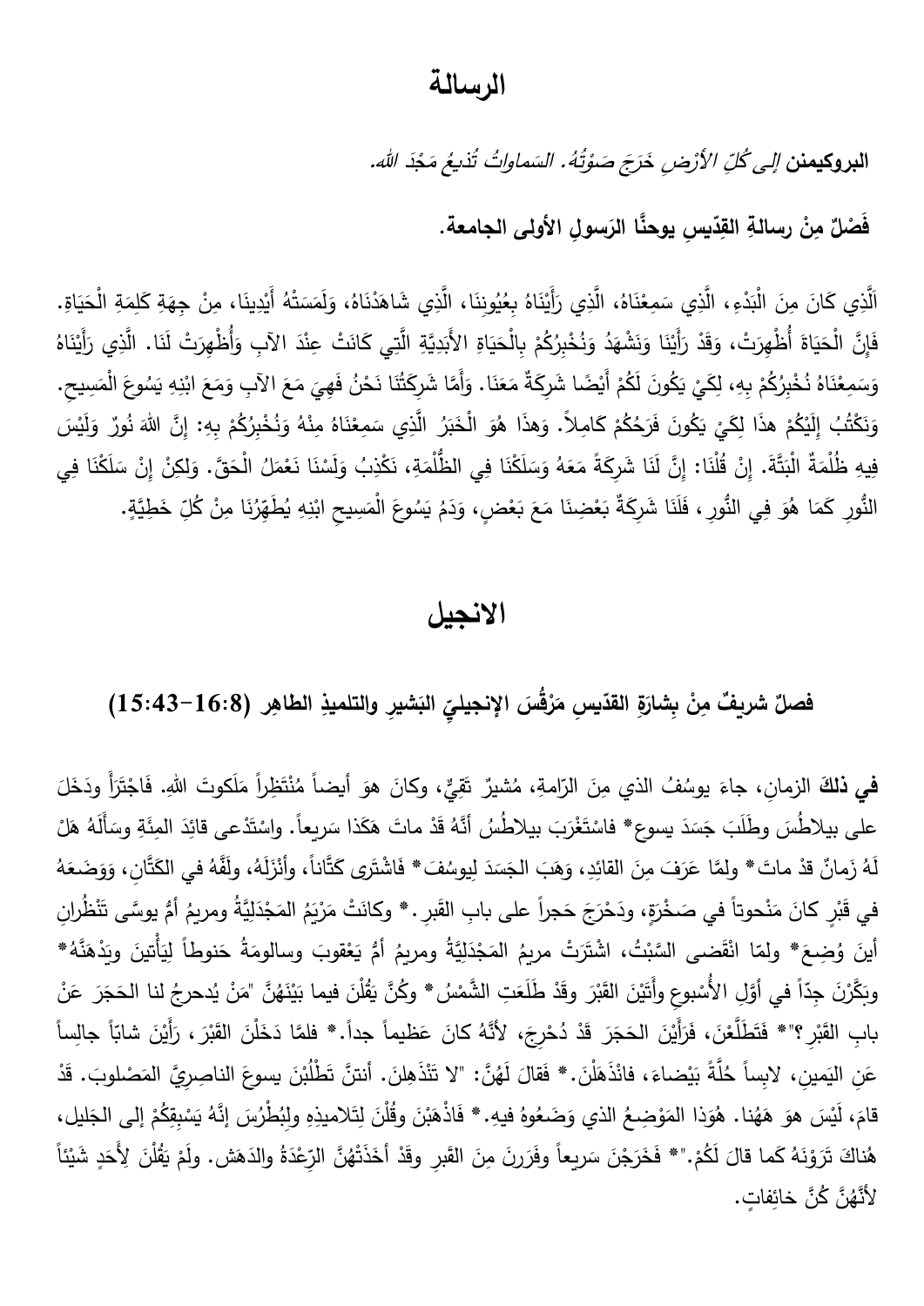# الرسالة

**البروكيمنن** *إلى كُلِّ الأرْضِ خَرَجَ صَوْتُهُ. السَماواتُ تُذيعُ مَجْدَ الله.*

**فَصْلٌ مِنْ رسالةِ القِدّيسِ يوحنَّا الرَسولِ الأولى الجامعة.**

اَلَّذِي كَانَ مِنَ الْبَدْءِ، الَّذِي سَمِعْنَاهُ، الَّذِي رَأَيْنَاهُ بِعُيُونِنَا، الَّذِي شَاهَدْنَاهُ، وَلَمَسَتْهُ أَيْدِينَا، مِنْ جِهَةِ كَلِمَةِ الْحَيَاةِ. فَإِنَّ الْحَيَاةَ أُظْهِرَتْ، وَقَدْ رَأَيْنَا وَنَشْهَدُ وَنُخْبِرُكُمْ بِالْحَيَاةِ الأَبَدِيَّةِ الَّتِي كَانَتْ عِنْدَ الآبِ وَأُظْهِرَتْ لَنَا. الَّذِي رَأَيْنَاهُ وَسَمِعْنَاهُ نُخْبِرُكُمْ بِهِ، لِكَيْ يَكُونَ لَكُمْ أَيْضًا شَرِكَةٌ مَعَنَا. وَأَمَّا شَرِكَتُنَا نَحْنُ فَهِيَ مَعَ الآبِ وَمَعَ ابْنِهِ يَسُوعَ الْمَسِيحِ. وَنَكْتُبُ إِلَيْكُمْ هذَا لِكَيْ يَكُونَ فَرَحُكُمْ كَامِلاً. وَهذَا هُوَ الْخَبَرُ الَّذِي سَمِعْنَاهُ مِنْهُ وَنُخْبِرُكُمْ بِهِ: إِنَّ اللهَ نُورٌ وَلَيْسَ فِيهِ ظُلْمَةٌ الْبَتَّةَ. إِنْ قُلْنَا: إِنَّ لَنَا شَرِكَةً مَعَهُ وَسَلَكْنَا فِي الظُّلْمَةِ، نَكْذِبُ وَلَسْنَا نَعْمَلُ الْحَقَّ. وَلكِنْ إِنْ سَلَكْنَا فِي النُّورِ كَمَا هُوَ فِي النُّورِ، فَلَنَا شَرِكَةٌ بَعْضِنَا مَعَ بَعْضٍ، وَدَمُ يَسُوعَ الْمَسِيحِ ابْنِهِ يُطَهِّرُنَا مِنْ كُلِّ خَطِيَّةٍ.

# الانجيل

## فصلٌ شريفٌ مِنْ بِشارَةِ القدّيسِ مَرْقُسَ الإنجيليِّ البَشيرِ والتلميذِ الطاهِرِ (15:43-16:8)

**في ذلكَ** الزمانِ، جاءَ يوسُفُ الذي مِنَ الرّامةِ، مُشيرٌ تَقيٌّ، وكانَ هوَ أيضاً مُنْتَظِراً مَلَكوتَ اللهِ. فَاجْتَرَأَ ودَخَلَ على بيلاطُسَ وطَلَبَ جَسَدَ يسوع* فاسْتَغْرَبَ بيلاطُسُ أنَّهُ قَدْ ماتَ هَكَذا سَريعاً. واسْتَدْعى قائِدَ المِئَةِ وسَأَلَهُ هَلْ لَهُ زَمانٌ قدْ ماتَ* ولمَّا عَرَفَ مِنَ القائِدِ، وَهَبَ الجَسَدَ ليوسُفَ* فاشْتَرى كَتَّاناً، وأَنْزَلَهُ، ولَفَّهُ في الكَتَّانِ، وَوَضَعَهُ في قَبْرٍ كانَ مَنْحوتاً في صَخْرَةٍ، ودَحْرَجَ حَجراً على بابِ القَبرِ.* وكانَتْ مَرْيَمُ المَجْدَلِيَّةُ ومريمُ أمُّ يوسَّى تَنْظُرانِ أينَ وُضِعَ* ولمّا انْقَضى السَّبْتُ، اشْتَرَتْ مريمُ المَجْدَلِيَّةُ ومريمُ أمُّ يَعْقوبَ وسالومةُ حَنوطاً لِيَأْتينَ ويَدْهَنَّهُ* وبَكَّرْنَ جِدّاً في أوّلِ الأُسْبوعِ وأَتَيْنَ القَبْرَ وقَدْ طَلَعَتِ الشَّمْسُ* وكُنَّ يَقُلْنَ فيما بَيْنَهُنَّ "مَنْ يُدحرِجُ لنا الحَجَرَ عَنْ بابِ القَبْرِ؟"* فَتَطَلَّعْنَ، فَرَأَيْنَ الحَجَرَ قَدْ دُحْرِجَ، لأنَّهُ كانَ عَظيماً جداً.* فلمَّا دَخَلْنَ القَبْرَ، رَأَيْنَ شاباً جالِساً عَنِ اليَمينِ، لابِساً حُلَّةً بَيْضاءَ، فانْذَهَلْنَ.* فقالَ لَهُنَّ: "لا تَنْذَهِلنَ. أنتنَّ تَطْلُبْنَ يسوعَ الناصِرِيَّ المَصْلوبَ. قَدْ قامَ، لَيْسَ هوَ هَهُنا. هُوَذا المَوْضِعُ الذي وَضَعُوهُ فيهِ.* فَاذْهَبْنَ وقُلْنَ لِتَلاميذِهِ ولِبُطْرُسَ إنَّهُ يَسْبِقُكُمْ إلى الجَليلِ، هُناكَ تَرَوْنَهُ كَما قالَ لَكُمْ."* فَخَرَجْنَ سَريعاً وفَرَرنَ مِنَ القَبرِ وقَدْ أَخَذَتْهُنَّ الرِّعْدَةُ والدَهَش. ولَمْ يَقُلْنَ لأَحَدٍ شَيْئاً لأَنَّهُنَّ كُنَّ خائِفاتٍ.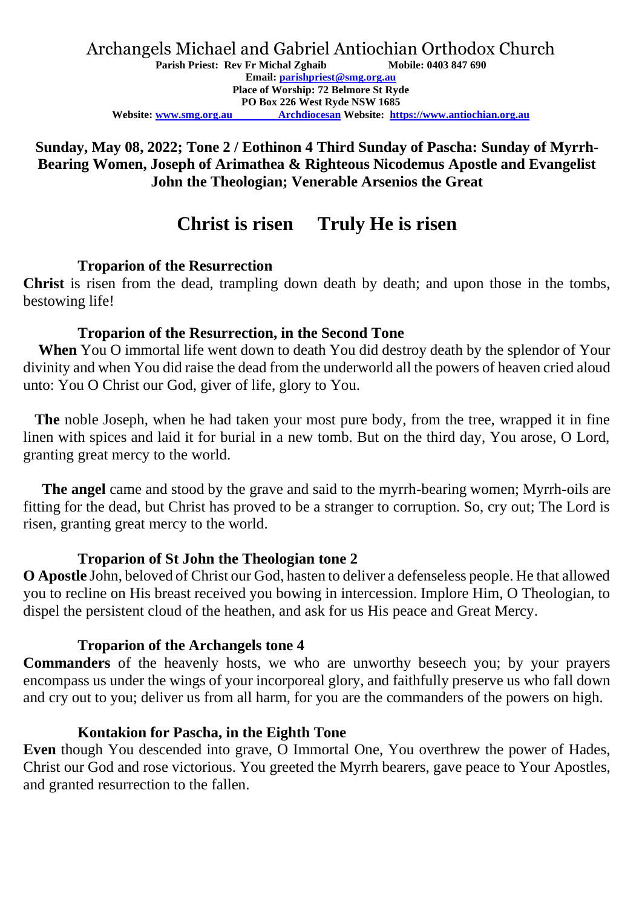# Archangels Michael and Gabriel Antiochian Orthodox Church

**Parish Priest: Rev Fr Michal Zghaib Mobile: 0403 847 690**
**Email: [parishpriest@smg.org.au](mailto:parishpriest@smg.org.au)**
**Place of Worship: 72 Belmore St Ryde**
**PO Box 226 West Ryde NSW 1685**
**Website: [www.smg.org.au](http://www.smg.org.au) Archdiocesan Website: [https://www.antiochian.org.au](https://www.antiochian.org.au)**

**Sunday, May 08, 2022; Tone 2 / Eothinon 4 Third Sunday of Pascha: Sunday of Myrrh-Bearing Women, Joseph of Arimathea & Righteous Nicodemus Apostle and Evangelist John the Theologian; Venerable Arsenios the Great**

## Christ is risen Truly He is risen

### Troparion of the Resurrection

**Christ** is risen from the dead, trampling down death by death; and upon those in the tombs, bestowing life!

### Troparion of the Resurrection, in the Second Tone

**When** You O immortal life went down to death You did destroy death by the splendor of Your divinity and when You did raise the dead from the underworld all the powers of heaven cried aloud unto: You O Christ our God, giver of life, glory to You.

**The** noble Joseph, when he had taken your most pure body, from the tree, wrapped it in fine linen with spices and laid it for burial in a new tomb. But on the third day, You arose, O Lord, granting great mercy to the world.

**The angel** came and stood by the grave and said to the myrrh-bearing women; Myrrh-oils are fitting for the dead, but Christ has proved to be a stranger to corruption. So, cry out; The Lord is risen, granting great mercy to the world.

### Troparion of St John the Theologian tone 2

**O Apostle** John, beloved of Christ our God, hasten to deliver a defenseless people. He that allowed you to recline on His breast received you bowing in intercession. Implore Him, O Theologian, to dispel the persistent cloud of the heathen, and ask for us His peace and Great Mercy.

### Troparion of the Archangels tone 4

**Commanders** of the heavenly hosts, we who are unworthy beseech you; by your prayers encompass us under the wings of your incorporeal glory, and faithfully preserve us who fall down and cry out to you; deliver us from all harm, for you are the commanders of the powers on high.

### Kontakion for Pascha, in the Eighth Tone

**Even** though You descended into grave, O Immortal One, You overthrew the power of Hades, Christ our God and rose victorious. You greeted the Myrrh bearers, gave peace to Your Apostles, and granted resurrection to the fallen.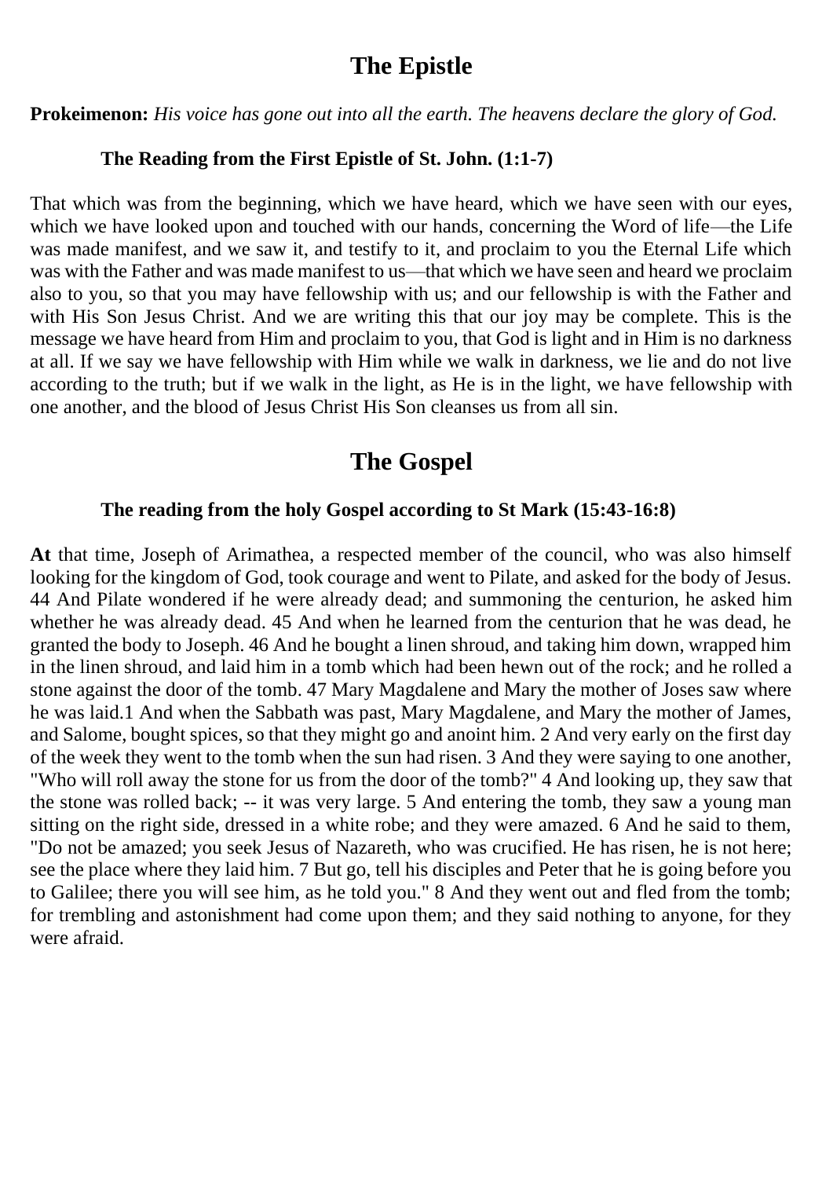## The Epistle

**Prokeimenon:** *His voice has gone out into all the earth. The heavens declare the glory of God.*

### The Reading from the First Epistle of St. John. (1:1-7)

That which was from the beginning, which we have heard, which we have seen with our eyes, which we have looked upon and touched with our hands, concerning the Word of life—the Life was made manifest, and we saw it, and testify to it, and proclaim to you the Eternal Life which was with the Father and was made manifest to us—that which we have seen and heard we proclaim also to you, so that you may have fellowship with us; and our fellowship is with the Father and with His Son Jesus Christ. And we are writing this that our joy may be complete. This is the message we have heard from Him and proclaim to you, that God is light and in Him is no darkness at all. If we say we have fellowship with Him while we walk in darkness, we lie and do not live according to the truth; but if we walk in the light, as He is in the light, we have fellowship with one another, and the blood of Jesus Christ His Son cleanses us from all sin.

## The Gospel

### The reading from the holy Gospel according to St Mark (15:43-16:8)

**At** that time, Joseph of Arimathea, a respected member of the council, who was also himself looking for the kingdom of God, took courage and went to Pilate, and asked for the body of Jesus. 44 And Pilate wondered if he were already dead; and summoning the centurion, he asked him whether he was already dead. 45 And when he learned from the centurion that he was dead, he granted the body to Joseph. 46 And he bought a linen shroud, and taking him down, wrapped him in the linen shroud, and laid him in a tomb which had been hewn out of the rock; and he rolled a stone against the door of the tomb. 47 Mary Magdalene and Mary the mother of Joses saw where he was laid.1 And when the Sabbath was past, Mary Magdalene, and Mary the mother of James, and Salome, bought spices, so that they might go and anoint him. 2 And very early on the first day of the week they went to the tomb when the sun had risen. 3 And they were saying to one another, "Who will roll away the stone for us from the door of the tomb?" 4 And looking up, they saw that the stone was rolled back; -- it was very large. 5 And entering the tomb, they saw a young man sitting on the right side, dressed in a white robe; and they were amazed. 6 And he said to them, "Do not be amazed; you seek Jesus of Nazareth, who was crucified. He has risen, he is not here; see the place where they laid him. 7 But go, tell his disciples and Peter that he is going before you to Galilee; there you will see him, as he told you." 8 And they went out and fled from the tomb; for trembling and astonishment had come upon them; and they said nothing to anyone, for they were afraid.